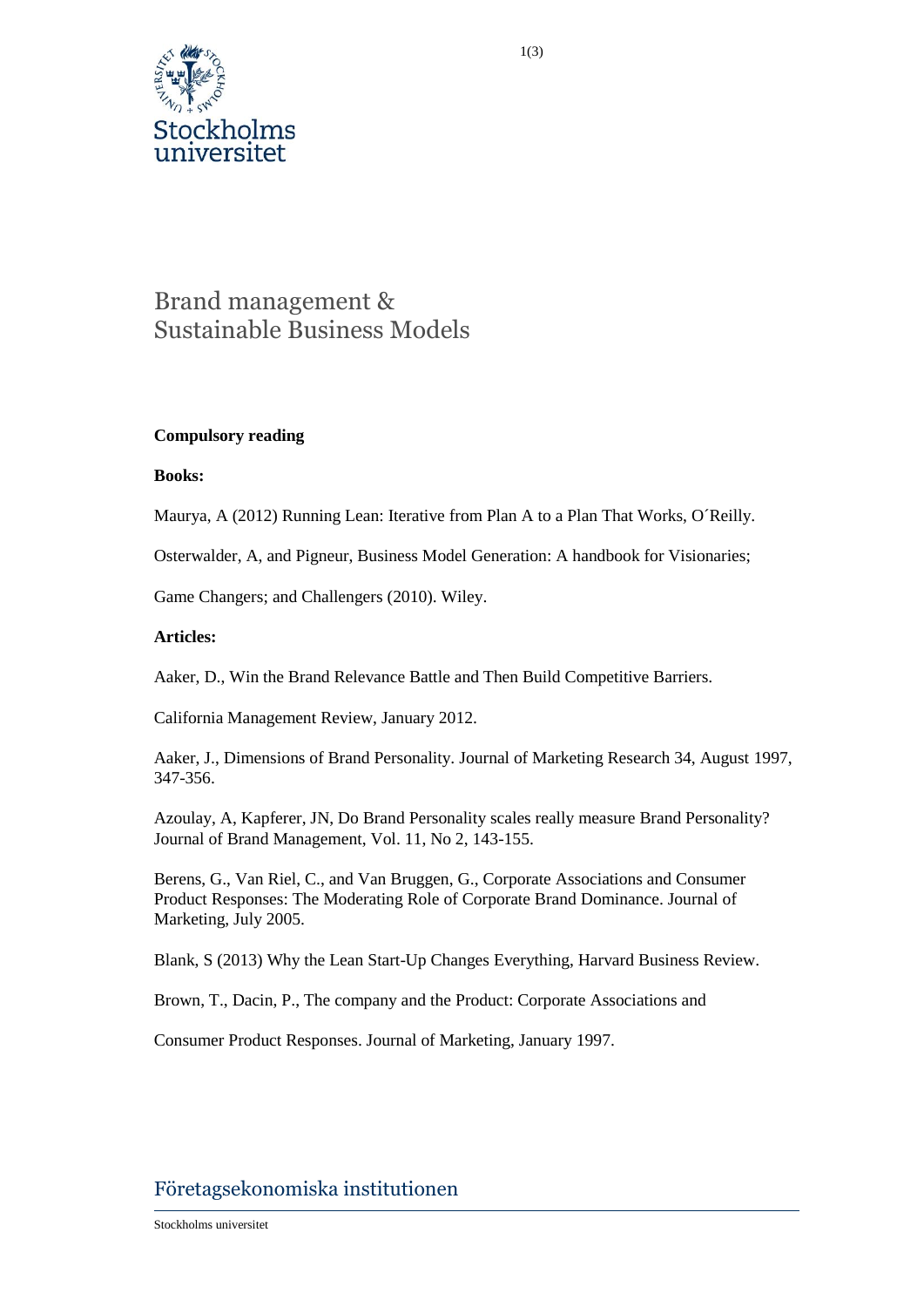# Brand management & Sustainable Business Models

**Compulsory reading**

**Books:**

Maurya, A (2012) Running Lean: Iterative from Plan A to a Plan That Works, O´Reilly.

Osterwalder, A, and Pigneur, Business Model Generation: A handbook for Visionaries;

Game Changers; and Challengers (2010). Wiley.

**Articles:**

Aaker, D., Win the Brand Relevance Battle and Then Build Competitive Barriers.

California Management Review, January 2012.

Aaker, J., Dimensions of Brand Personality. Journal of Marketing Research 34, August 1997, 347-356.

Azoulay, A, Kapferer, JN, Do Brand Personality scales really measure Brand Personality? Journal of Brand Management, Vol. 11, No 2, 143-155.

Berens, G., Van Riel, C., and Van Bruggen, G., Corporate Associations and Consumer Product Responses: The Moderating Role of Corporate Brand Dominance. Journal of Marketing, July 2005.

Blank, S (2013) Why the Lean Start-Up Changes Everything, Harvard Business Review.

Brown, T., Dacin, P., The company and the Product: Corporate Associations and

Consumer Product Responses. Journal of Marketing, January 1997.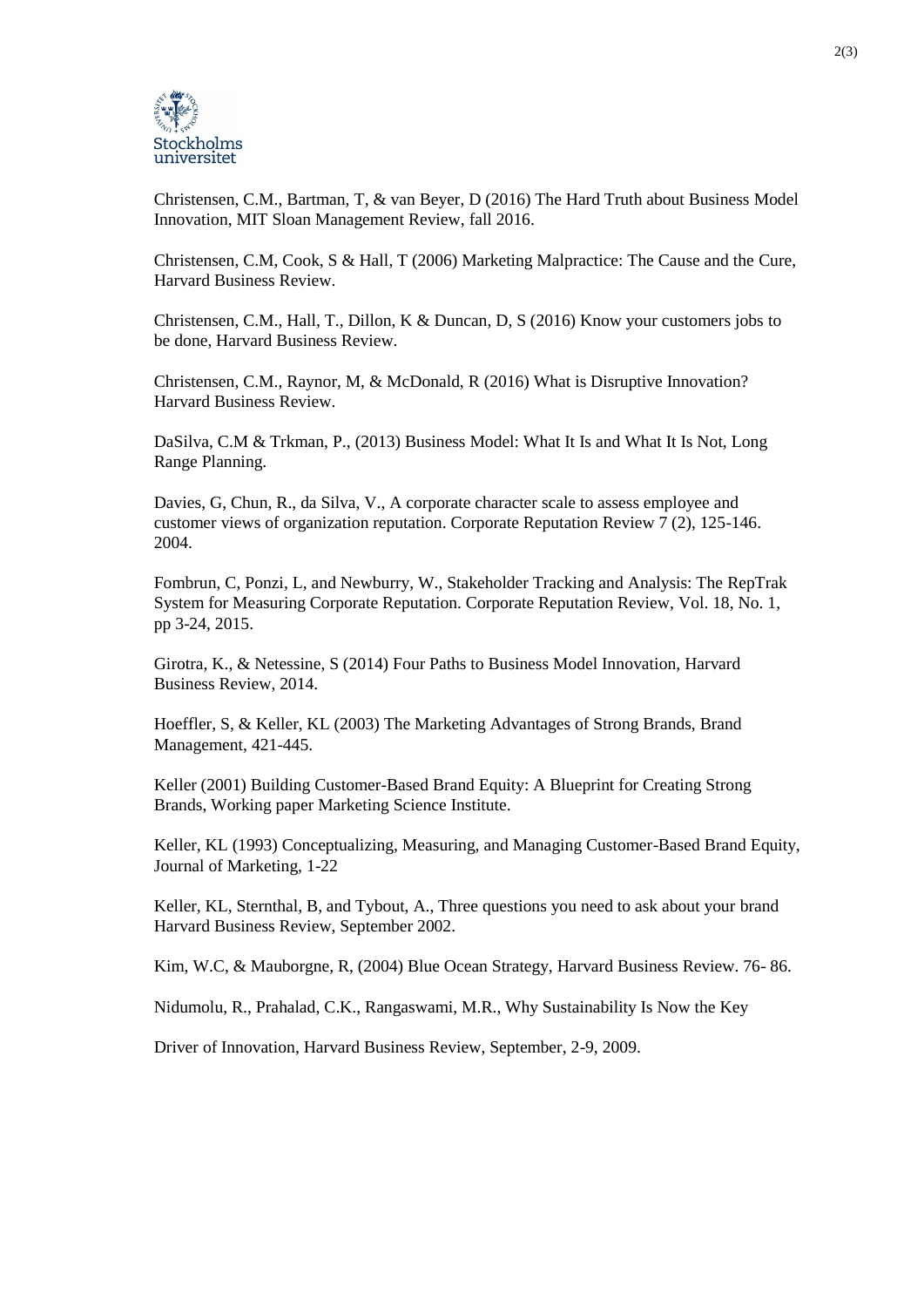Christensen, C.M., Bartman, T, & van Beyer, D (2016) The Hard Truth about Business Model Innovation, MIT Sloan Management Review, fall 2016.

Christensen, C.M, Cook, S & Hall, T (2006) Marketing Malpractice: The Cause and the Cure, Harvard Business Review.

Christensen, C.M., Hall, T., Dillon, K & Duncan, D, S (2016) Know your customers jobs to be done, Harvard Business Review.

Christensen, C.M., Raynor, M, & McDonald, R (2016) What is Disruptive Innovation? Harvard Business Review.

DaSilva, C.M & Trkman, P., (2013) Business Model: What It Is and What It Is Not, Long Range Planning.

Davies, G, Chun, R., da Silva, V., A corporate character scale to assess employee and customer views of organization reputation. Corporate Reputation Review 7 (2), 125-146. 2004.

Fombrun, C, Ponzi, L, and Newburry, W., Stakeholder Tracking and Analysis: The RepTrak System for Measuring Corporate Reputation. Corporate Reputation Review, Vol. 18, No. 1, pp 3-24, 2015.

Girotra, K., & Netessine, S (2014) Four Paths to Business Model Innovation, Harvard Business Review, 2014.

Hoeffler, S, & Keller, KL (2003) The Marketing Advantages of Strong Brands, Brand Management, 421-445.

Keller (2001) Building Customer-Based Brand Equity: A Blueprint for Creating Strong Brands, Working paper Marketing Science Institute.

Keller, KL (1993) Conceptualizing, Measuring, and Managing Customer-Based Brand Equity, Journal of Marketing, 1-22

Keller, KL, Sternthal, B, and Tybout, A., Three questions you need to ask about your brand Harvard Business Review, September 2002.

Kim, W.C, & Mauborgne, R, (2004) Blue Ocean Strategy, Harvard Business Review. 76- 86.

Nidumolu, R., Prahalad, C.K., Rangaswami, M.R., Why Sustainability Is Now the Key

Driver of Innovation, Harvard Business Review, September, 2-9, 2009.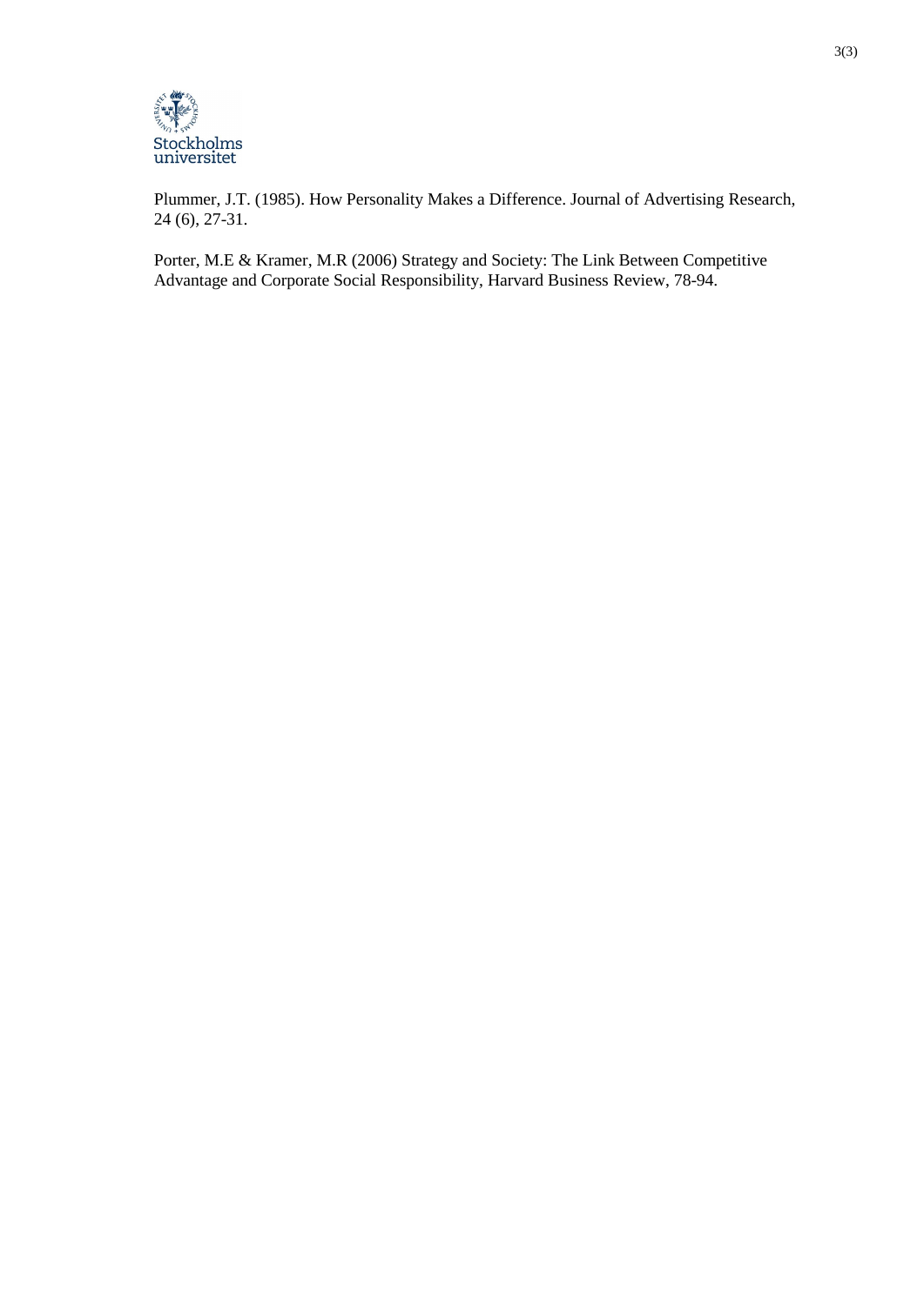Plummer, J.T. (1985). How Personality Makes a Difference. Journal of Advertising Research, 24 (6), 27-31.

Porter, M.E & Kramer, M.R (2006) Strategy and Society: The Link Between Competitive Advantage and Corporate Social Responsibility, Harvard Business Review, 78-94.